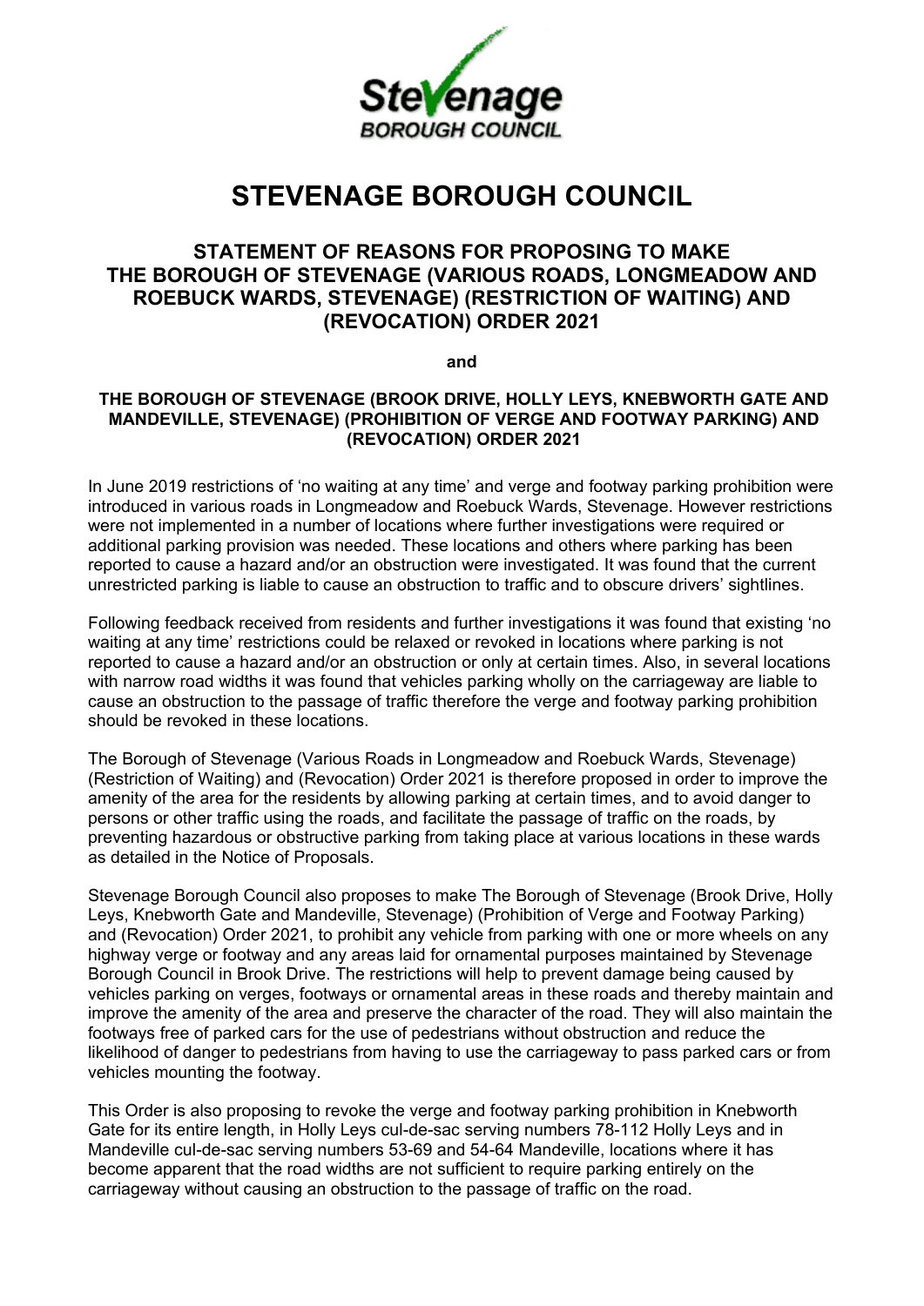# STEVENAGE BOROUGH COUNCIL

## STATEMENT OF REASONS FOR PROPOSING TO MAKE THE BOROUGH OF STEVENAGE (VARIOUS ROADS, LONGMEADOW AND ROEBUCK WARDS, STEVENAGE) (RESTRICTION OF WAITING) AND (REVOCATION) ORDER 2021

**and**

### THE BOROUGH OF STEVENAGE (BROOK DRIVE, HOLLY LEYS, KNEBWORTH GATE AND MANDEVILLE, STEVENAGE) (PROHIBITION OF VERGE AND FOOTWAY PARKING) AND (REVOCATION) ORDER 2021

In June 2019 restrictions of 'no waiting at any time' and verge and footway parking prohibition were introduced in various roads in Longmeadow and Roebuck Wards, Stevenage. However restrictions were not implemented in a number of locations where further investigations were required or additional parking provision was needed. These locations and others where parking has been reported to cause a hazard and/or an obstruction were investigated. It was found that the current unrestricted parking is liable to cause an obstruction to traffic and to obscure drivers' sightlines.

Following feedback received from residents and further investigations it was found that existing 'no waiting at any time' restrictions could be relaxed or revoked in locations where parking is not reported to cause a hazard and/or an obstruction or only at certain times. Also, in several locations with narrow road widths it was found that vehicles parking wholly on the carriageway are liable to cause an obstruction to the passage of traffic therefore the verge and footway parking prohibition should be revoked in these locations.

The Borough of Stevenage (Various Roads in Longmeadow and Roebuck Wards, Stevenage) (Restriction of Waiting) and (Revocation) Order 2021 is therefore proposed in order to improve the amenity of the area for the residents by allowing parking at certain times, and to avoid danger to persons or other traffic using the roads, and facilitate the passage of traffic on the roads, by preventing hazardous or obstructive parking from taking place at various locations in these wards as detailed in the Notice of Proposals.

Stevenage Borough Council also proposes to make The Borough of Stevenage (Brook Drive, Holly Leys, Knebworth Gate and Mandeville, Stevenage) (Prohibition of Verge and Footway Parking) and (Revocation) Order 2021, to prohibit any vehicle from parking with one or more wheels on any highway verge or footway and any areas laid for ornamental purposes maintained by Stevenage Borough Council in Brook Drive. The restrictions will help to prevent damage being caused by vehicles parking on verges, footways or ornamental areas in these roads and thereby maintain and improve the amenity of the area and preserve the character of the road. They will also maintain the footways free of parked cars for the use of pedestrians without obstruction and reduce the likelihood of danger to pedestrians from having to use the carriageway to pass parked cars or from vehicles mounting the footway.

This Order is also proposing to revoke the verge and footway parking prohibition in Knebworth Gate for its entire length, in Holly Leys cul-de-sac serving numbers 78-112 Holly Leys and in Mandeville cul-de-sac serving numbers 53-69 and 54-64 Mandeville, locations where it has become apparent that the road widths are not sufficient to require parking entirely on the carriageway without causing an obstruction to the passage of traffic on the road.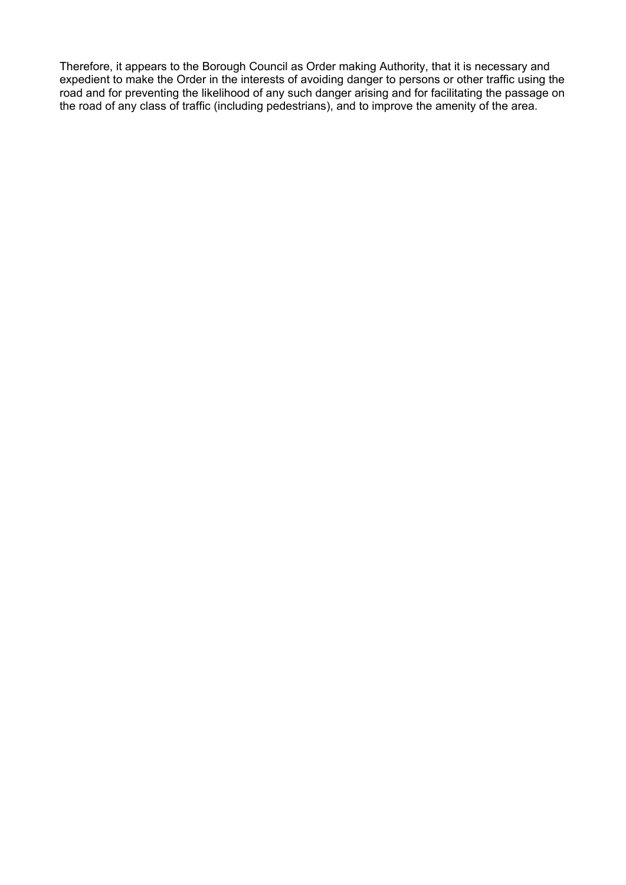Therefore, it appears to the Borough Council as Order making Authority, that it is necessary and expedient to make the Order in the interests of avoiding danger to persons or other traffic using the road and for preventing the likelihood of any such danger arising and for facilitating the passage on the road of any class of traffic (including pedestrians), and to improve the amenity of the area.